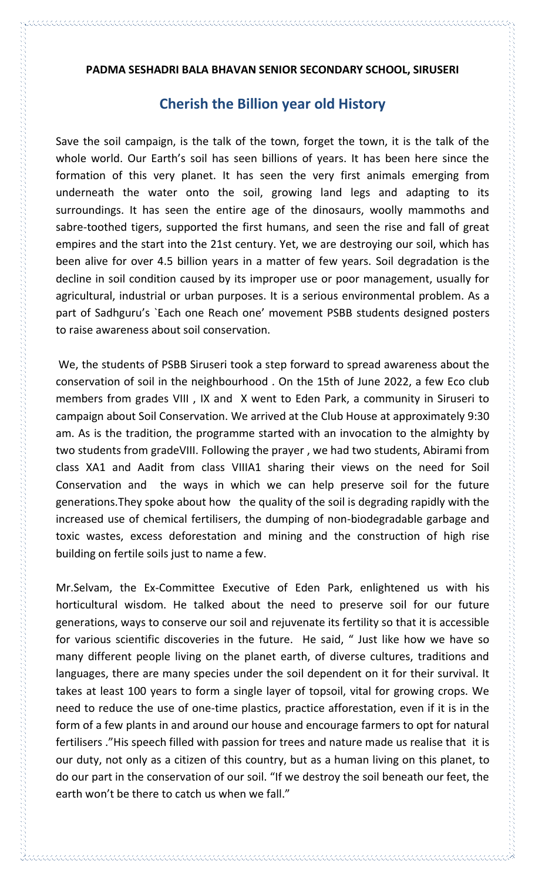**PADMA SESHADRI BALA BHAVAN SENIOR SECONDARY SCHOOL, SIRUSERI**

## Cherish the Billion year old History

Save the soil campaign, is the talk of the town, forget the town, it is the talk of the whole world. Our Earth's soil has seen billions of years. It has been here since the formation of this very planet. It has seen the very first animals emerging from underneath the water onto the soil, growing land legs and adapting to its surroundings. It has seen the entire age of the dinosaurs, woolly mammoths and sabre-toothed tigers, supported the first humans, and seen the rise and fall of great empires and the start into the 21st century. Yet, we are destroying our soil, which has been alive for over 4.5 billion years in a matter of few years. Soil degradation is the decline in soil condition caused by its improper use or poor management, usually for agricultural, industrial or urban purposes. It is a serious environmental problem. As a part of Sadhguru's `Each one Reach one' movement PSBB students designed posters to raise awareness about soil conservation.

We, the students of PSBB Siruseri took a step forward to spread awareness about the conservation of soil in the neighbourhood . On the 15th of June 2022, a few Eco club members from grades VIII , IX and X went to Eden Park, a community in Siruseri to campaign about Soil Conservation. We arrived at the Club House at approximately 9:30 am. As is the tradition, the programme started with an invocation to the almighty by two students from gradeVIII. Following the prayer , we had two students, Abirami from class XA1 and Aadit from class VIIIA1 sharing their views on the need for Soil Conservation and the ways in which we can help preserve soil for the future generations.They spoke about how the quality of the soil is degrading rapidly with the increased use of chemical fertilisers, the dumping of non-biodegradable garbage and toxic wastes, excess deforestation and mining and the construction of high rise building on fertile soils just to name a few.

Mr.Selvam, the Ex-Committee Executive of Eden Park, enlightened us with his horticultural wisdom. He talked about the need to preserve soil for our future generations, ways to conserve our soil and rejuvenate its fertility so that it is accessible for various scientific discoveries in the future. He said, " Just like how we have so many different people living on the planet earth, of diverse cultures, traditions and languages, there are many species under the soil dependent on it for their survival. It takes at least 100 years to form a single layer of topsoil, vital for growing crops. We need to reduce the use of one-time plastics, practice afforestation, even if it is in the form of a few plants in and around our house and encourage farmers to opt for natural fertilisers ."His speech filled with passion for trees and nature made us realise that it is our duty, not only as a citizen of this country, but as a human living on this planet, to do our part in the conservation of our soil. "If we destroy the soil beneath our feet, the earth won't be there to catch us when we fall."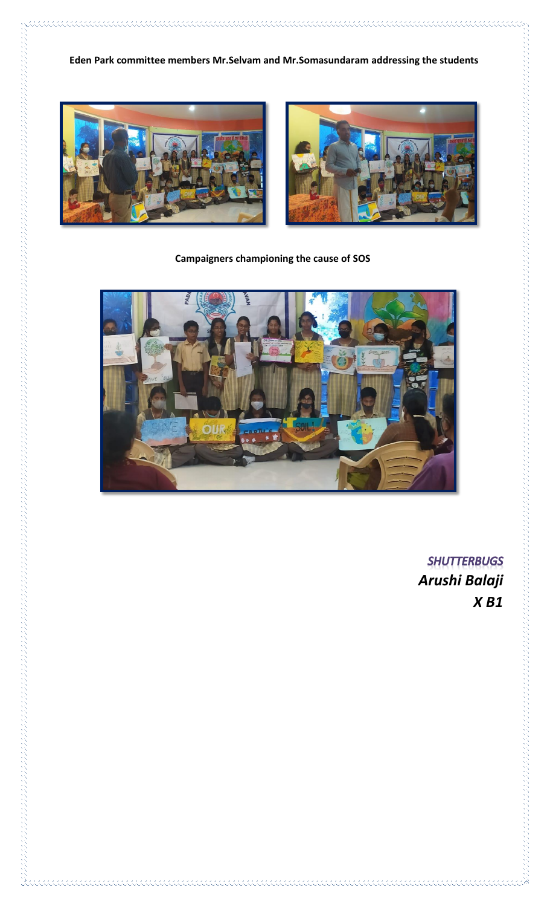**Eden Park committee members Mr.Selvam and Mr.Somasundaram addressing the students**

**Campaigners championing the cause of SOS**

*SHUTTERBUGS*

***Arushi Balaji***

***X B1***